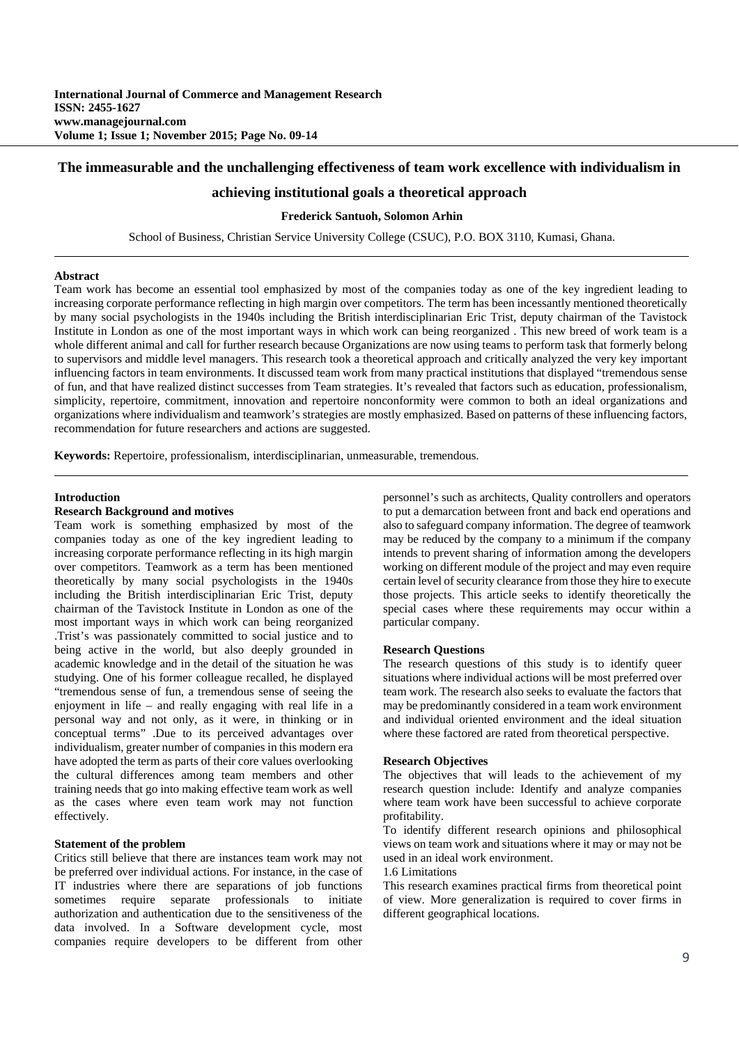# The immeasurable and the unchallenging effectiveness of team work excellence with individualism in achieving institutional goals a theoretical approach

**Frederick Santuoh, Solomon Arhin**

School of Business, Christian Service University College (CSUC), P.O. BOX 3110, Kumasi, Ghana.

**Abstract**

Team work has become an essential tool emphasized by most of the companies today as one of the key ingredient leading to increasing corporate performance reflecting in high margin over competitors. The term has been incessantly mentioned theoretically by many social psychologists in the 1940s including the British interdisciplinarian Eric Trist, deputy chairman of the Tavistock Institute in London as one of the most important ways in which work can being reorganized . This new breed of work team is a whole different animal and call for further research because Organizations are now using teams to perform task that formerly belong to supervisors and middle level managers. This research took a theoretical approach and critically analyzed the very key important influencing factors in team environments. It discussed team work from many practical institutions that displayed "tremendous sense of fun, and that have realized distinct successes from Team strategies. It's revealed that factors such as education, professionalism, simplicity, repertoire, commitment, innovation and repertoire nonconformity were common to both an ideal organizations and organizations where individualism and teamwork's strategies are mostly emphasized. Based on patterns of these influencing factors, recommendation for future researchers and actions are suggested.

**Keywords:** Repertoire, professionalism, interdisciplinarian, unmeasurable, tremendous.

## Introduction

### Research Background and motives

Team work is something emphasized by most of the companies today as one of the key ingredient leading to increasing corporate performance reflecting in its high margin over competitors. Teamwork as a term has been mentioned theoretically by many social psychologists in the 1940s including the British interdisciplinarian Eric Trist, deputy chairman of the Tavistock Institute in London as one of the most important ways in which work can being reorganized .Trist's was passionately committed to social justice and to being active in the world, but also deeply grounded in academic knowledge and in the detail of the situation he was studying. One of his former colleague recalled, he displayed "tremendous sense of fun, a tremendous sense of seeing the enjoyment in life – and really engaging with real life in a personal way and not only, as it were, in thinking or in conceptual terms" .Due to its perceived advantages over individualism, greater number of companies in this modern era have adopted the term as parts of their core values overlooking the cultural differences among team members and other training needs that go into making effective team work as well as the cases where even team work may not function effectively.

### Statement of the problem

Critics still believe that there are instances team work may not be preferred over individual actions. For instance, in the case of IT industries where there are separations of job functions sometimes require separate professionals to initiate authorization and authentication due to the sensitiveness of the data involved. In a Software development cycle, most companies require developers to be different from other personnel's such as architects, Quality controllers and operators to put a demarcation between front and back end operations and also to safeguard company information. The degree of teamwork may be reduced by the company to a minimum if the company intends to prevent sharing of information among the developers working on different module of the project and may even require certain level of security clearance from those they hire to execute those projects. This article seeks to identify theoretically the special cases where these requirements may occur within a particular company.

### Research Questions

The research questions of this study is to identify queer situations where individual actions will be most preferred over team work. The research also seeks to evaluate the factors that may be predominantly considered in a team work environment and individual oriented environment and the ideal situation where these factored are rated from theoretical perspective.

### Research Objectives

The objectives that will leads to the achievement of my research question include: Identify and analyze companies where team work have been successful to achieve corporate profitability.

To identify different research opinions and philosophical views on team work and situations where it may or may not be used in an ideal work environment.

1.6 Limitations

This research examines practical firms from theoretical point of view. More generalization is required to cover firms in different geographical locations.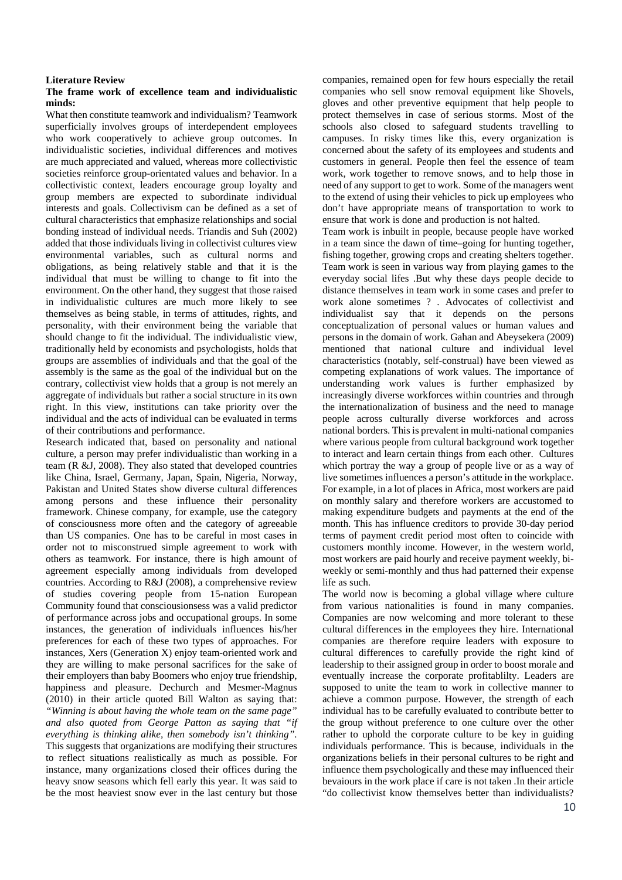**Literature Review**

**The frame work of excellence team and individualistic minds:**

What then constitute teamwork and individualism? Teamwork superficially involves groups of interdependent employees who work cooperatively to achieve group outcomes. In individualistic societies, individual differences and motives are much appreciated and valued, whereas more collectivistic societies reinforce group-orientated values and behavior. In a collectivistic context, leaders encourage group loyalty and group members are expected to subordinate individual interests and goals. Collectivism can be defined as a set of cultural characteristics that emphasize relationships and social bonding instead of individual needs. Triandis and Suh (2002) added that those individuals living in collectivist cultures view environmental variables, such as cultural norms and obligations, as being relatively stable and that it is the individual that must be willing to change to fit into the environment. On the other hand, they suggest that those raised in individualistic cultures are much more likely to see themselves as being stable, in terms of attitudes, rights, and personality, with their environment being the variable that should change to fit the individual. The individualistic view, traditionally held by economists and psychologists, holds that groups are assemblies of individuals and that the goal of the assembly is the same as the goal of the individual but on the contrary, collectivist view holds that a group is not merely an aggregate of individuals but rather a social structure in its own right. In this view, institutions can take priority over the individual and the acts of individual can be evaluated in terms of their contributions and performance.

Research indicated that, based on personality and national culture, a person may prefer individualistic than working in a team (R &J, 2008). They also stated that developed countries like China, Israel, Germany, Japan, Spain, Nigeria, Norway, Pakistan and United States show diverse cultural differences among persons and these influence their personality framework. Chinese company, for example, use the category of consciousness more often and the category of agreeable than US companies. One has to be careful in most cases in order not to misconstrued simple agreement to work with others as teamwork. For instance, there is high amount of agreement especially among individuals from developed countries. According to R&J (2008), a comprehensive review of studies covering people from 15-nation European Community found that consciousionsess was a valid predictor of performance across jobs and occupational groups. In some instances, the generation of individuals influences his/her preferences for each of these two types of approaches. For instances, Xers (Generation X) enjoy team-oriented work and they are willing to make personal sacrifices for the sake of their employers than baby Boomers who enjoy true friendship, happiness and pleasure. Dechurch and Mesmer-Magnus (2010) in their article quoted Bill Walton as saying that: *"Winning is about having the whole team on the same page" and also quoted from George Patton as saying that "if everything is thinking alike, then somebody isn't thinking".* This suggests that organizations are modifying their structures to reflect situations realistically as much as possible. For instance, many organizations closed their offices during the heavy snow seasons which fell early this year. It was said to be the most heaviest snow ever in the last century but those companies, remained open for few hours especially the retail companies who sell snow removal equipment like Shovels, gloves and other preventive equipment that help people to protect themselves in case of serious storms. Most of the schools also closed to safeguard students travelling to campuses. In risky times like this, every organization is concerned about the safety of its employees and students and customers in general. People then feel the essence of team work, work together to remove snows, and to help those in need of any support to get to work. Some of the managers went to the extend of using their vehicles to pick up employees who don't have appropriate means of transportation to work to ensure that work is done and production is not halted.

Team work is inbuilt in people, because people have worked in a team since the dawn of time–going for hunting together, fishing together, growing crops and creating shelters together. Team work is seen in various way from playing games to the everyday social lifes .But why these days people decide to distance themselves in team work in some cases and prefer to work alone sometimes ? . Advocates of collectivist and individualist say that it depends on the persons conceptualization of personal values or human values and persons in the domain of work. Gahan and Abeysekera (2009) mentioned that national culture and individual level characteristics (notably, self-construal) have been viewed as competing explanations of work values. The importance of understanding work values is further emphasized by increasingly diverse workforces within countries and through the internationalization of business and the need to manage people across culturally diverse workforces and across national borders. This is prevalent in multi-national companies where various people from cultural background work together to interact and learn certain things from each other. Cultures which portray the way a group of people live or as a way of live sometimes influences a person's attitude in the workplace. For example, in a lot of places in Africa, most workers are paid on monthly salary and therefore workers are accustomed to making expenditure budgets and payments at the end of the month. This has influence creditors to provide 30-day period terms of payment credit period most often to coincide with customers monthly income. However, in the western world, most workers are paid hourly and receive payment weekly, bi-weekly or semi-monthly and thus had patterned their expense life as such.

The world now is becoming a global village where culture from various nationalities is found in many companies. Companies are now welcoming and more tolerant to these cultural differences in the employees they hire. International companies are therefore require leaders with exposure to cultural differences to carefully provide the right kind of leadership to their assigned group in order to boost morale and eventually increase the corporate profitablilty. Leaders are supposed to unite the team to work in collective manner to achieve a common purpose. However, the strength of each individual has to be carefully evaluated to contribute better to the group without preference to one culture over the other rather to uphold the corporate culture to be key in guiding individuals performance. This is because, individuals in the organizations beliefs in their personal cultures to be right and influence them psychologically and these may influenced their bevaiours in the work place if care is not taken .In their article "do collectivist know themselves better than individualists?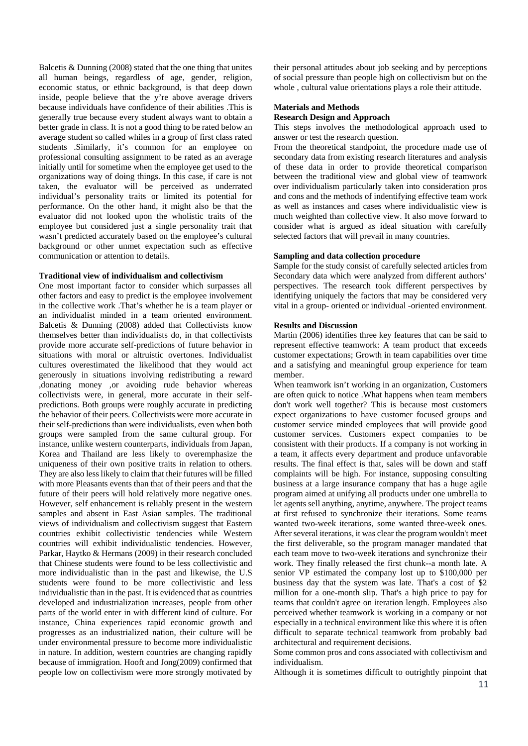Balcetis & Dunning (2008) stated that the one thing that unites all human beings, regardless of age, gender, religion, economic status, or ethnic background, is that deep down inside, people believe that the y're above average drivers because individuals have confidence of their abilities .This is generally true because every student always want to obtain a better grade in class. It is not a good thing to be rated below an average student so called whiles in a group of first class rated students .Similarly, it's common for an employee on professional consulting assignment to be rated as an average initially until for sometime when the employee get used to the organizations way of doing things. In this case, if care is not taken, the evaluator will be perceived as underrated individual's personality traits or limited its potential for performance. On the other hand, it might also be that the evaluator did not looked upon the wholistic traits of the employee but considered just a single personality trait that wasn't predicted accurately based on the employee's cultural background or other unmet expectation such as effective communication or attention to details.

**Traditional view of individualism and collectivism**

One most important factor to consider which surpasses all other factors and easy to predict is the employee involvement in the collective work .That's whether he is a team player or an individualist minded in a team oriented environment. Balcetis & Dunning (2008) added that Collectivists know themselves better than individualists do, in that collectivists provide more accurate self-predictions of future behavior in situations with moral or altruistic overtones. Individualist cultures overestimated the likelihood that they would act generously in situations involving redistributing a reward ,donating money ,or avoiding rude behavior whereas collectivists were, in general, more accurate in their self-predictions. Both groups were roughly accurate in predicting the behavior of their peers. Collectivists were more accurate in their self-predictions than were individualists, even when both groups were sampled from the same cultural group. For instance, unlike western counterparts, individuals from Japan, Korea and Thailand are less likely to overemphasize the uniqueness of their own positive traits in relation to others. They are also less likely to claim that their futures will be filled with more Pleasants events than that of their peers and that the future of their peers will hold relatively more negative ones. However, self enhancement is reliably present in the western samples and absent in East Asian samples. The traditional views of individualism and collectivism suggest that Eastern countries exhibit collectivistic tendencies while Western countries will exhibit individualistic tendencies. However, Parkar, Haytko & Hermans (2009) in their research concluded that Chinese students were found to be less collectivistic and more individualistic than in the past and likewise, the U.S students were found to be more collectivistic and less individualistic than in the past. It is evidenced that as countries developed and industrialization increases, people from other parts of the world enter in with different kind of culture. For instance, China experiences rapid economic growth and progresses as an industrialized nation, their culture will be under environmental pressure to become more individualistic in nature. In addition, western countries are changing rapidly because of immigration. Hooft and Jong(2009) confirmed that people low on collectivism were more strongly motivated by their personal attitudes about job seeking and by perceptions of social pressure than people high on collectivism but on the whole , cultural value orientations plays a role their attitude.

**Materials and Methods**

**Research Design and Approach**

This steps involves the methodological approach used to answer or test the research question.

From the theoretical standpoint, the procedure made use of secondary data from existing research literatures and analysis of these data in order to provide theoretical comparison between the traditional view and global view of teamwork over individualism particularly taken into consideration pros and cons and the methods of indentifying effective team work as well as instances and cases where individualistic view is much weighted than collective view. It also move forward to consider what is argued as ideal situation with carefully selected factors that will prevail in many countries.

**Sampling and data collection procedure**

Sample for the study consist of carefully selected articles from Secondary data which were analyzed from different authors' perspectives. The research took different perspectives by identifying uniquely the factors that may be considered very vital in a group- oriented or individual -oriented environment.

**Results and Discussion**

Martin (2006) identifies three key features that can be said to represent effective teamwork: A team product that exceeds customer expectations; Growth in team capabilities over time and a satisfying and meaningful group experience for team member.

When teamwork isn't working in an organization, Customers are often quick to notice .What happens when team members don't work well together? This is because most customers expect organizations to have customer focused groups and customer service minded employees that will provide good customer services. Customers expect companies to be consistent with their products. If a company is not working in a team, it affects every department and produce unfavorable results. The final effect is that, sales will be down and staff complaints will be high. For instance, supposing consulting business at a large insurance company that has a huge agile program aimed at unifying all products under one umbrella to let agents sell anything, anytime, anywhere. The project teams at first refused to synchronize their iterations. Some teams wanted two-week iterations, some wanted three-week ones. After several iterations, it was clear the program wouldn't meet the first deliverable, so the program manager mandated that each team move to two-week iterations and synchronize their work. They finally released the first chunk--a month late. A senior VP estimated the company lost up to $100,000 per business day that the system was late. That's a cost of $2 million for a one-month slip. That's a high price to pay for teams that couldn't agree on iteration length. Employees also perceived whether teamwork is working in a company or not especially in a technical environment like this where it is often difficult to separate technical teamwork from probably bad architectural and requirement decisions.

Some common pros and cons associated with collectivism and individualism.

Although it is sometimes difficult to outrightly pinpoint that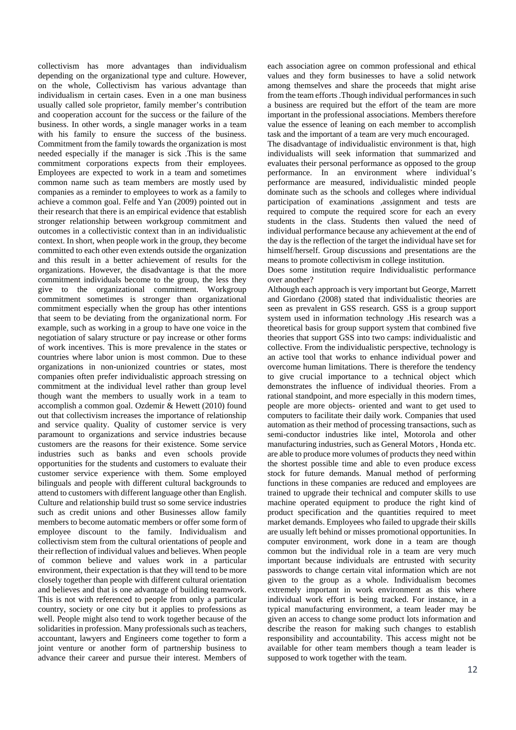collectivism has more advantages than individualism depending on the organizational type and culture. However, on the whole, Collectivism has various advantage than individualism in certain cases. Even in a one man business usually called sole proprietor, family member's contribution and cooperation account for the success or the failure of the business. In other words, a single manager works in a team with his family to ensure the success of the business. Commitment from the family towards the organization is most needed especially if the manager is sick .This is the same commitment corporations expects from their employees. Employees are expected to work in a team and sometimes common name such as team members are mostly used by companies as a reminder to employees to work as a family to achieve a common goal. Felfe and Yan (2009) pointed out in their research that there is an empirical evidence that establish stronger relationship between workgroup commitment and outcomes in a collectivistic context than in an individualistic context. In short, when people work in the group, they become committed to each other even extends outside the organization and this result in a better achievement of results for the organizations. However, the disadvantage is that the more commitment individuals become to the group, the less they give to the organizational commitment. Workgroup commitment sometimes is stronger than organizational commitment especially when the group has other intentions that seem to be deviating from the organizational norm. For example, such as working in a group to have one voice in the negotiation of salary structure or pay increase or other forms of work incentives. This is more prevalence in the states or countries where labor union is most common. Due to these organizations in non-unionized countries or states, most companies often prefer individualistic approach stressing on commitment at the individual level rather than group level though want the members to usually work in a team to accomplish a common goal. Ozdemir & Hewett (2010) found out that collectivism increases the importance of relationship and service quality. Quality of customer service is very paramount to organizations and service industries because customers are the reasons for their existence. Some service industries such as banks and even schools provide opportunities for the students and customers to evaluate their customer service experience with them. Some employed bilinguals and people with different cultural backgrounds to attend to customers with different language other than English. Culture and relationship build trust so some service industries such as credit unions and other Businesses allow family members to become automatic members or offer some form of employee discount to the family. Individualism and collectivism stem from the cultural orientations of people and their reflection of individual values and believes. When people of common believe and values work in a particular environment, their expectation is that they will tend to be more closely together than people with different cultural orientation and believes and that is one advantage of building teamwork. This is not with referenced to people from only a particular country, society or one city but it applies to professions as well. People might also tend to work together because of the solidarities in profession. Many professionals such as teachers, accountant, lawyers and Engineers come together to form a joint venture or another form of partnership business to advance their career and pursue their interest. Members of each association agree on common professional and ethical values and they form businesses to have a solid network among themselves and share the proceeds that might arise from the team efforts .Though individual performances in such a business are required but the effort of the team are more important in the professional associations. Members therefore value the essence of leaning on each member to accomplish task and the important of a team are very much encouraged.

The disadvantage of individualistic environment is that, high individualists will seek information that summarized and evaluates their personal performance as opposed to the group performance. In an environment where individual's performance are measured, individualistic minded people dominate such as the schools and colleges where individual participation of examinations ,assignment and tests are required to compute the required score for each an every students in the class. Students then valued the need of individual performance because any achievement at the end of the day is the reflection of the target the individual have set for himself/herself. Group discussions and presentations are the means to promote collectivism in college institution.

Does some institution require Individualistic performance over another?

Although each approach is very important but George, Marrett and Giordano (2008) stated that individualistic theories are seen as prevalent in GSS research. GSS is a group support system used in information technology .His research was a theoretical basis for group support system that combined five theories that support GSS into two camps: individualistic and collective. From the individualistic perspective, technology is an active tool that works to enhance individual power and overcome human limitations. There is therefore the tendency to give crucial importance to a technical object which demonstrates the influence of individual theories. From a rational standpoint, and more especially in this modern times, people are more objects- oriented and want to get used to computers to facilitate their daily work. Companies that used automation as their method of processing transactions, such as semi-conductor industries like intel, Motorola and other manufacturing industries, such as General Motors , Honda etc. are able to produce more volumes of products they need within the shortest possible time and able to even produce excess stock for future demands. Manual method of performing functions in these companies are reduced and employees are trained to upgrade their technical and computer skills to use machine operated equipment to produce the right kind of product specification and the quantities required to meet market demands. Employees who failed to upgrade their skills are usually left behind or misses promotional opportunities. In computer environment, work done in a team are though common but the individual role in a team are very much important because individuals are entrusted with security passwords to change certain vital information which are not given to the group as a whole. Individualism becomes extremely important in work environment as this where individual work effort is being tracked. For instance, in a typical manufacturing environment, a team leader may be given an access to change some product lots information and describe the reason for making such changes to establish responsibility and accountability. This access might not be available for other team members though a team leader is supposed to work together with the team.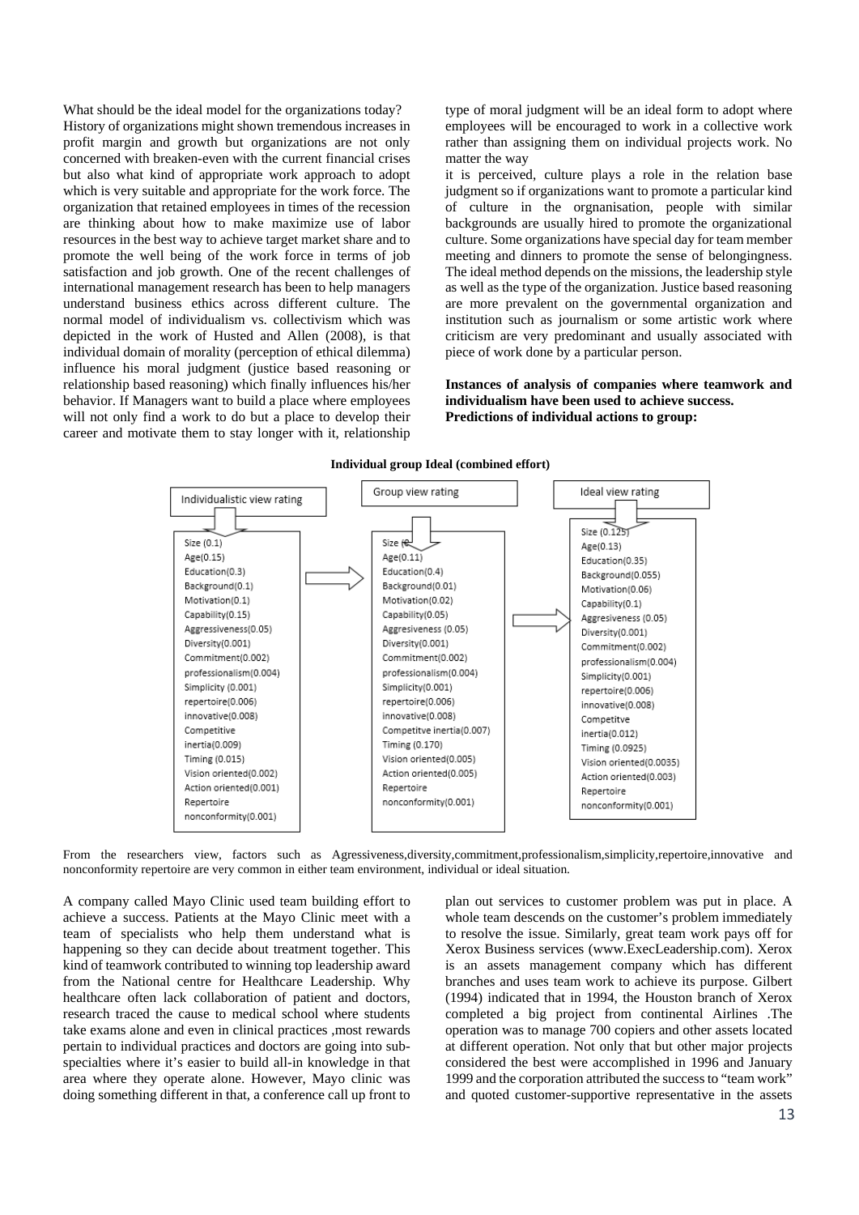What should be the ideal model for the organizations today? History of organizations might shown tremendous increases in profit margin and growth but organizations are not only concerned with breaken-even with the current financial crises but also what kind of appropriate work approach to adopt which is very suitable and appropriate for the work force. The organization that retained employees in times of the recession are thinking about how to make maximize use of labor resources in the best way to achieve target market share and to promote the well being of the work force in terms of job satisfaction and job growth. One of the recent challenges of international management research has been to help managers understand business ethics across different culture. The normal model of individualism vs. collectivism which was depicted in the work of Husted and Allen (2008), is that individual domain of morality (perception of ethical dilemma) influence his moral judgment (justice based reasoning or relationship based reasoning) which finally influences his/her behavior. If Managers want to build a place where employees will not only find a work to do but a place to develop their career and motivate them to stay longer with it, relationship type of moral judgment will be an ideal form to adopt where employees will be encouraged to work in a collective work rather than assigning them on individual projects work. No matter the way

it is perceived, culture plays a role in the relation base judgment so if organizations want to promote a particular kind of culture in the orgnanisation, people with similar backgrounds are usually hired to promote the organizational culture. Some organizations have special day for team member meeting and dinners to promote the sense of belongingness. The ideal method depends on the missions, the leadership style as well as the type of the organization. Justice based reasoning are more prevalent on the governmental organization and institution such as journalism or some artistic work where criticism are very predominant and usually associated with piece of work done by a particular person.

**Instances of analysis of companies where teamwork and individualism have been used to achieve success.**
**Predictions of individual actions to group:**

**Individual group Ideal (combined effort)**

| Individualistic view rating | Group view rating | Ideal view rating |
|---|---|---|
| Size (0.1) | Size (0 | Size (0.125) |
| Age(0.15) | Age(0.11) | Age(0.13) |
| Education(0.3) | Education(0.4) | Education(0.35) |
| Background(0.1) | Background(0.01) | Background(0.055) |
| Motivation(0.1) | Motivation(0.02) | Motivation(0.06) |
| Capability(0.15) | Capability(0.05) | Capability(0.1) |
| Aggressiveness(0.05) | Aggresiveness (0.05) | Aggresiveness (0.05) |
| Diversity(0.001) | Diversity(0.001) | Diversity(0.001) |
| Commitment(0.002) | Commitment(0.002) | Commitment(0.002) |
| professionalism(0.004) | professionalism(0.004) | professionalism(0.004) |
| Simplicity (0.001) | Simplicity(0.001) | Simplicity(0.001) |
| repertoire(0.006) | repertoire(0.006) | repertoire(0.006) |
| innovative(0.008) | innovative(0.008) | innovative(0.008) |
| Competitive inertia(0.009) | Competitve inertia(0.007) | Competitve inertia(0.012) |
| Timing (0.015) | Timing (0.170) | Timing (0.0925) |
| Vision oriented(0.002) | Vision oriented(0.005) | Vision oriented(0.0035) |
| Action oriented(0.001) | Action oriented(0.005) | Action oriented(0.003) |
| Repertoire nonconformity(0.001) | Repertoire nonconformity(0.001) | Repertoire nonconformity(0.001) |

From the researchers view, factors such as Agressiveness,diversity,commitment,professionalism,simplicity,repertoire,innovative and nonconformity repertoire are very common in either team environment, individual or ideal situation.

A company called Mayo Clinic used team building effort to achieve a success. Patients at the Mayo Clinic meet with a team of specialists who help them understand what is happening so they can decide about treatment together. This kind of teamwork contributed to winning top leadership award from the National centre for Healthcare Leadership. Why healthcare often lack collaboration of patient and doctors, research traced the cause to medical school where students take exams alone and even in clinical practices ,most rewards pertain to individual practices and doctors are going into sub-specialties where it's easier to build all-in knowledge in that area where they operate alone. However, Mayo clinic was doing something different in that, a conference call up front to plan out services to customer problem was put in place. A whole team descends on the customer's problem immediately to resolve the issue. Similarly, great team work pays off for Xerox Business services (www.ExecLeadership.com). Xerox is an assets management company which has different branches and uses team work to achieve its purpose. Gilbert (1994) indicated that in 1994, the Houston branch of Xerox completed a big project from continental Airlines .The operation was to manage 700 copiers and other assets located at different operation. Not only that but other major projects considered the best were accomplished in 1996 and January 1999 and the corporation attributed the success to "team work" and quoted customer-supportive representative in the assets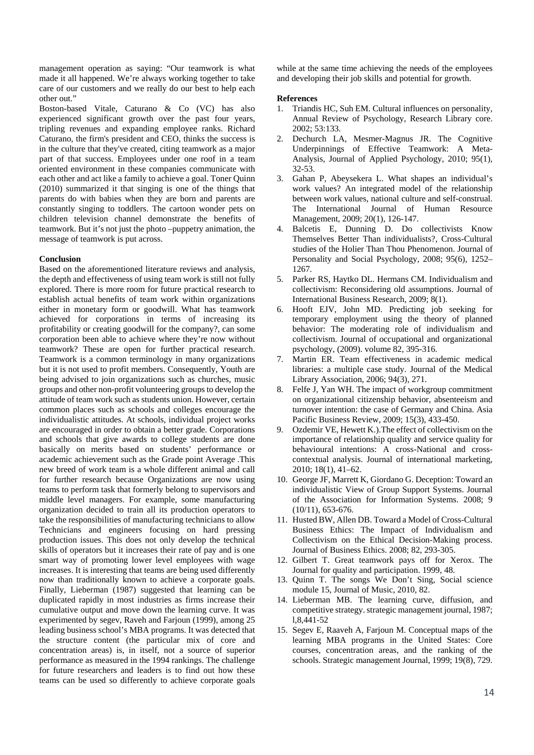management operation as saying: "Our teamwork is what made it all happened. We're always working together to take care of our customers and we really do our best to help each other out."

Boston-based Vitale, Caturano & Co (VC) has also experienced significant growth over the past four years, tripling revenues and expanding employee ranks. Richard Caturano, the firm's president and CEO, thinks the success is in the culture that they've created, citing teamwork as a major part of that success. Employees under one roof in a team oriented environment in these companies communicate with each other and act like a family to achieve a goal. Toner Quinn (2010) summarized it that singing is one of the things that parents do with babies when they are born and parents are constantly singing to toddlers. The cartoon wonder pets on children television channel demonstrate the benefits of teamwork. But it's not just the photo –puppetry animation, the message of teamwork is put across.

**Conclusion**

Based on the aforementioned literature reviews and analysis, the depth and effectiveness of using team work is still not fully explored. There is more room for future practical research to establish actual benefits of team work within organizations either in monetary form or goodwill. What has teamwork achieved for corporations in terms of increasing its profitability or creating goodwill for the company?, can some corporation been able to achieve where they're now without teamwork? These are open for further practical research. Teamwork is a common terminology in many organizations but it is not used to profit members. Consequently, Youth are being advised to join organizations such as churches, music groups and other non-profit volunteering groups to develop the attitude of team work such as students union. However, certain common places such as schools and colleges encourage the individualistic attitudes. At schools, individual project works are encouraged in order to obtain a better grade. Corporations and schools that give awards to college students are done basically on merits based on students' performance or academic achievement such as the Grade point Average .This new breed of work team is a whole different animal and call for further research because Organizations are now using teams to perform task that formerly belong to supervisors and middle level managers. For example, some manufacturing organization decided to train all its production operators to take the responsibilities of manufacturing technicians to allow Technicians and engineers focusing on hard pressing production issues. This does not only develop the technical skills of operators but it increases their rate of pay and is one smart way of promoting lower level employees with wage increases. It is interesting that teams are being used differently now than traditionally known to achieve a corporate goals. Finally, Lieberman (1987) suggested that learning can be duplicated rapidly in most industries as firms increase their cumulative output and move down the learning curve. It was experimented by segev, Raveh and Farjoun (1999), among 25 leading business school's MBA programs. It was detected that the structure content (the particular mix of core and concentration areas) is, in itself, not a source of superior performance as measured in the 1994 rankings. The challenge for future researchers and leaders is to find out how these teams can be used so differently to achieve corporate goals while at the same time achieving the needs of the employees and developing their job skills and potential for growth.

**References**

1. Triandis HC, Suh EM. Cultural influences on personality, Annual Review of Psychology, Research Library core. 2002; 53:133.
2. Dechurch LA, Mesmer-Magnus JR. The Cognitive Underpinnings of Effective Teamwork: A Meta-Analysis, Journal of Applied Psychology, 2010; 95(1), 32-53.
3. Gahan P, Abeysekera L. What shapes an individual's work values? An integrated model of the relationship between work values, national culture and self-construal. The International Journal of Human Resource Management, 2009; 20(1), 126-147.
4. Balcetis E, Dunning D. Do collectivists Know Themselves Better Than individualists?, Cross-Cultural studies of the Holier Than Thou Phenomenon. Journal of Personality and Social Psychology, 2008; 95(6), 1252–1267.
5. Parker RS, Haytko DL. Hermans CM. Individualism and collectivism: Reconsidering old assumptions. Journal of International Business Research, 2009; 8(1).
6. Hooft EJV, John MD. Predicting job seeking for temporary employment using the theory of planned behavior: The moderating role of individualism and collectivism. Journal of occupational and organizational psychology, (2009). volume 82, 395-316.
7. Martin ER. Team effectiveness in academic medical libraries: a multiple case study. Journal of the Medical Library Association, 2006; 94(3), 271.
8. Felfe J, Yan WH. The impact of workgroup commitment on organizational citizenship behavior, absenteeism and turnover intention: the case of Germany and China. Asia Pacific Business Review, 2009; 15(3), 433-450.
9. Ozdemir VE, Hewett K.).The effect of collectivism on the importance of relationship quality and service quality for behavioural intentions: A cross-National and cross-contextual analysis. Journal of international marketing, 2010; 18(1), 41–62.
10. George JF, Marrett K, Giordano G. Deception: Toward an individualistic View of Group Support Systems. Journal of the Association for Information Systems. 2008; 9 (10/11), 653-676.
11. Husted BW, Allen DB. Toward a Model of Cross-Cultural Business Ethics: The Impact of Individualism and Collectivism on the Ethical Decision-Making process. Journal of Business Ethics. 2008; 82, 293-305.
12. Gilbert T. Great teamwork pays off for Xerox. The Journal for quality and participation. 1999, 48.
13. Quinn T. The songs We Don't Sing, Social science module 15, Journal of Music, 2010, 82.
14. Lieberman MB. The learning curve, diffusion, and competitive strategy. strategic management journal, 1987; l,8,441-52
15. Segev E, Raaveh A, Farjoun M. Conceptual maps of the learning MBA programs in the United States: Core courses, concentration areas, and the ranking of the schools. Strategic management Journal, 1999; 19(8), 729.